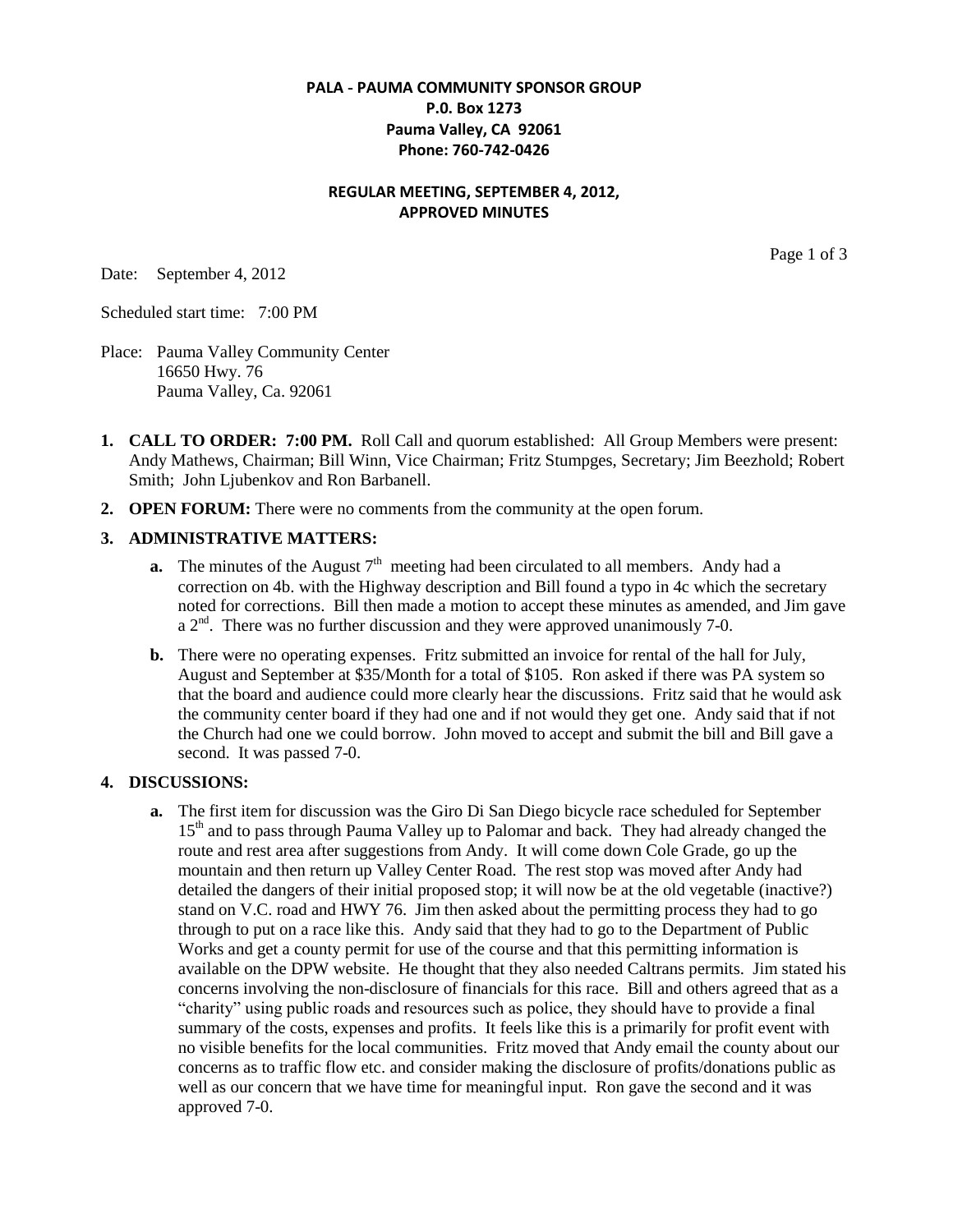**PALA - PAUMA COMMUNITY SPONSOR GROUP**
**P.0. Box 1273**
**Pauma Valley, CA 92061**
**Phone: 760-742-0426**

**REGULAR MEETING, SEPTEMBER 4, 2012,**
**APPROVED MINUTES**

Date: September 4, 2012

Scheduled start time: 7:00 PM

Place: Pauma Valley Community Center
16650 Hwy. 76
Pauma Valley, Ca. 92061

1. **CALL TO ORDER: 7:00 PM.** Roll Call and quorum established: All Group Members were present: Andy Mathews, Chairman; Bill Winn, Vice Chairman; Fritz Stumpges, Secretary; Jim Beezhold; Robert Smith; John Ljubenkov and Ron Barbanell.

2. **OPEN FORUM:** There were no comments from the community at the open forum.

3. **ADMINISTRATIVE MATTERS:**

   **a.** The minutes of the August 7th meeting had been circulated to all members. Andy had a correction on 4b. with the Highway description and Bill found a typo in 4c which the secretary noted for corrections. Bill then made a motion to accept these minutes as amended, and Jim gave a 2nd. There was no further discussion and they were approved unanimously 7-0.

   **b.** There were no operating expenses. Fritz submitted an invoice for rental of the hall for July, August and September at $35/Month for a total of $105. Ron asked if there was PA system so that the board and audience could more clearly hear the discussions. Fritz said that he would ask the community center board if they had one and if not would they get one. Andy said that if not the Church had one we could borrow. John moved to accept and submit the bill and Bill gave a second. It was passed 7-0.

4. **DISCUSSIONS:**

   **a.** The first item for discussion was the Giro Di San Diego bicycle race scheduled for September 15th and to pass through Pauma Valley up to Palomar and back. They had already changed the route and rest area after suggestions from Andy. It will come down Cole Grade, go up the mountain and then return up Valley Center Road. The rest stop was moved after Andy had detailed the dangers of their initial proposed stop; it will now be at the old vegetable (inactive?) stand on V.C. road and HWY 76. Jim then asked about the permitting process they had to go through to put on a race like this. Andy said that they had to go to the Department of Public Works and get a county permit for use of the course and that this permitting information is available on the DPW website. He thought that they also needed Caltrans permits. Jim stated his concerns involving the non-disclosure of financials for this race. Bill and others agreed that as a "charity" using public roads and resources such as police, they should have to provide a final summary of the costs, expenses and profits. It feels like this is a primarily for profit event with no visible benefits for the local communities. Fritz moved that Andy email the county about our concerns as to traffic flow etc. and consider making the disclosure of profits/donations public as well as our concern that we have time for meaningful input. Ron gave the second and it was approved 7-0.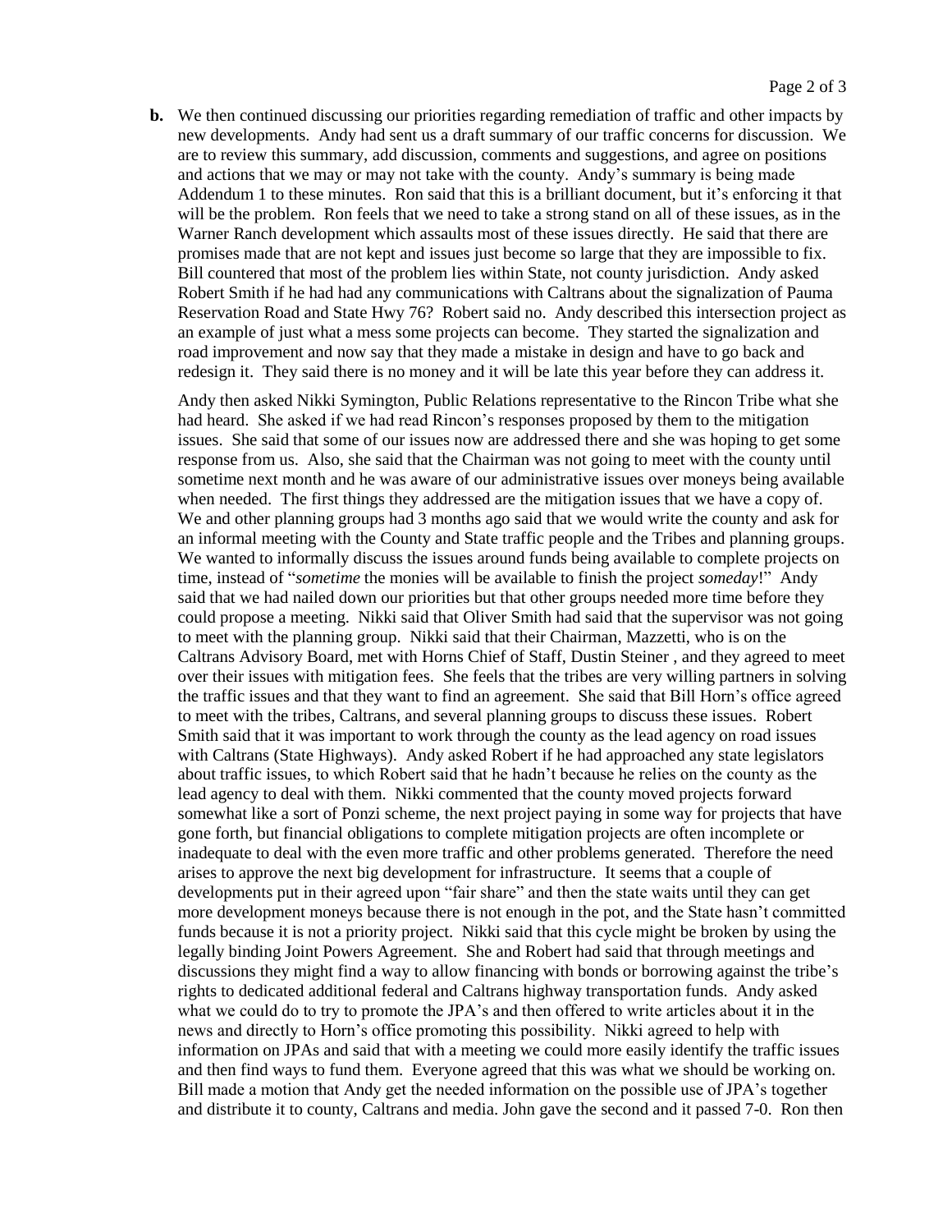**b.** We then continued discussing our priorities regarding remediation of traffic and other impacts by new developments. Andy had sent us a draft summary of our traffic concerns for discussion. We are to review this summary, add discussion, comments and suggestions, and agree on positions and actions that we may or may not take with the county. Andy's summary is being made Addendum 1 to these minutes. Ron said that this is a brilliant document, but it's enforcing it that will be the problem. Ron feels that we need to take a strong stand on all of these issues, as in the Warner Ranch development which assaults most of these issues directly. He said that there are promises made that are not kept and issues just become so large that they are impossible to fix. Bill countered that most of the problem lies within State, not county jurisdiction. Andy asked Robert Smith if he had had any communications with Caltrans about the signalization of Pauma Reservation Road and State Hwy 76? Robert said no. Andy described this intersection project as an example of just what a mess some projects can become. They started the signalization and road improvement and now say that they made a mistake in design and have to go back and redesign it. They said there is no money and it will be late this year before they can address it.

Andy then asked Nikki Symington, Public Relations representative to the Rincon Tribe what she had heard. She asked if we had read Rincon's responses proposed by them to the mitigation issues. She said that some of our issues now are addressed there and she was hoping to get some response from us. Also, she said that the Chairman was not going to meet with the county until sometime next month and he was aware of our administrative issues over moneys being available when needed. The first things they addressed are the mitigation issues that we have a copy of. We and other planning groups had 3 months ago said that we would write the county and ask for an informal meeting with the County and State traffic people and the Tribes and planning groups. We wanted to informally discuss the issues around funds being available to complete projects on time, instead of "*sometime* the monies will be available to finish the project *someday*!" Andy said that we had nailed down our priorities but that other groups needed more time before they could propose a meeting. Nikki said that Oliver Smith had said that the supervisor was not going to meet with the planning group. Nikki said that their Chairman, Mazzetti, who is on the Caltrans Advisory Board, met with Horns Chief of Staff, Dustin Steiner , and they agreed to meet over their issues with mitigation fees. She feels that the tribes are very willing partners in solving the traffic issues and that they want to find an agreement. She said that Bill Horn's office agreed to meet with the tribes, Caltrans, and several planning groups to discuss these issues. Robert Smith said that it was important to work through the county as the lead agency on road issues with Caltrans (State Highways). Andy asked Robert if he had approached any state legislators about traffic issues, to which Robert said that he hadn't because he relies on the county as the lead agency to deal with them. Nikki commented that the county moved projects forward somewhat like a sort of Ponzi scheme, the next project paying in some way for projects that have gone forth, but financial obligations to complete mitigation projects are often incomplete or inadequate to deal with the even more traffic and other problems generated. Therefore the need arises to approve the next big development for infrastructure. It seems that a couple of developments put in their agreed upon "fair share" and then the state waits until they can get more development moneys because there is not enough in the pot, and the State hasn't committed funds because it is not a priority project. Nikki said that this cycle might be broken by using the legally binding Joint Powers Agreement. She and Robert had said that through meetings and discussions they might find a way to allow financing with bonds or borrowing against the tribe's rights to dedicated additional federal and Caltrans highway transportation funds. Andy asked what we could do to try to promote the JPA's and then offered to write articles about it in the news and directly to Horn's office promoting this possibility. Nikki agreed to help with information on JPAs and said that with a meeting we could more easily identify the traffic issues and then find ways to fund them. Everyone agreed that this was what we should be working on. Bill made a motion that Andy get the needed information on the possible use of JPA's together and distribute it to county, Caltrans and media. John gave the second and it passed 7-0. Ron then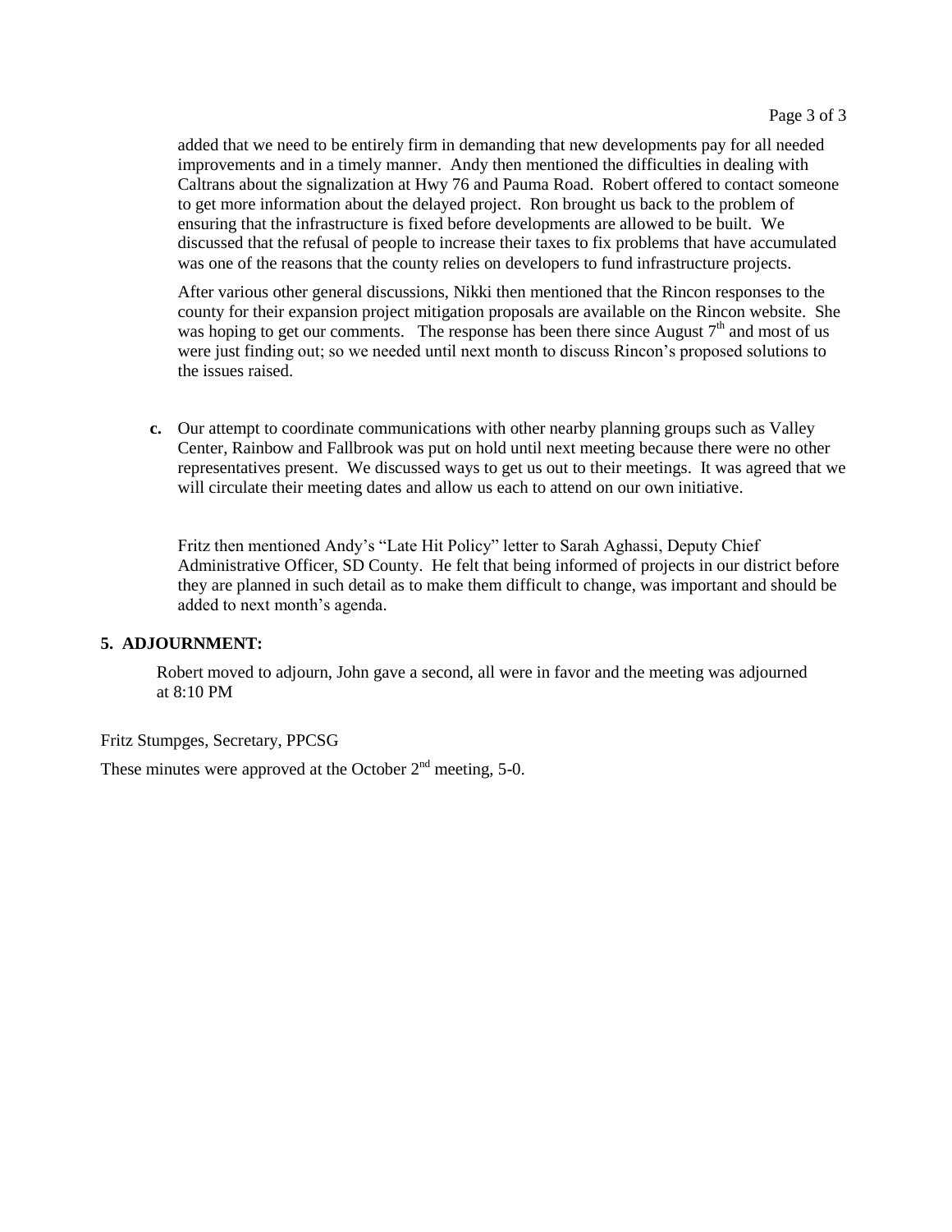added that we need to be entirely firm in demanding that new developments pay for all needed improvements and in a timely manner. Andy then mentioned the difficulties in dealing with Caltrans about the signalization at Hwy 76 and Pauma Road. Robert offered to contact someone to get more information about the delayed project. Ron brought us back to the problem of ensuring that the infrastructure is fixed before developments are allowed to be built. We discussed that the refusal of people to increase their taxes to fix problems that have accumulated was one of the reasons that the county relies on developers to fund infrastructure projects.

After various other general discussions, Nikki then mentioned that the Rincon responses to the county for their expansion project mitigation proposals are available on the Rincon website. She was hoping to get our comments. The response has been there since August 7th and most of us were just finding out; so we needed until next month to discuss Rincon's proposed solutions to the issues raised.

**c.** Our attempt to coordinate communications with other nearby planning groups such as Valley Center, Rainbow and Fallbrook was put on hold until next meeting because there were no other representatives present. We discussed ways to get us out to their meetings. It was agreed that we will circulate their meeting dates and allow us each to attend on our own initiative.

Fritz then mentioned Andy's "Late Hit Policy" letter to Sarah Aghassi, Deputy Chief Administrative Officer, SD County. He felt that being informed of projects in our district before they are planned in such detail as to make them difficult to change, was important and should be added to next month's agenda.

## 5. ADJOURNMENT:

Robert moved to adjourn, John gave a second, all were in favor and the meeting was adjourned at 8:10 PM

Fritz Stumpges, Secretary, PPCSG

These minutes were approved at the October 2nd meeting, 5-0.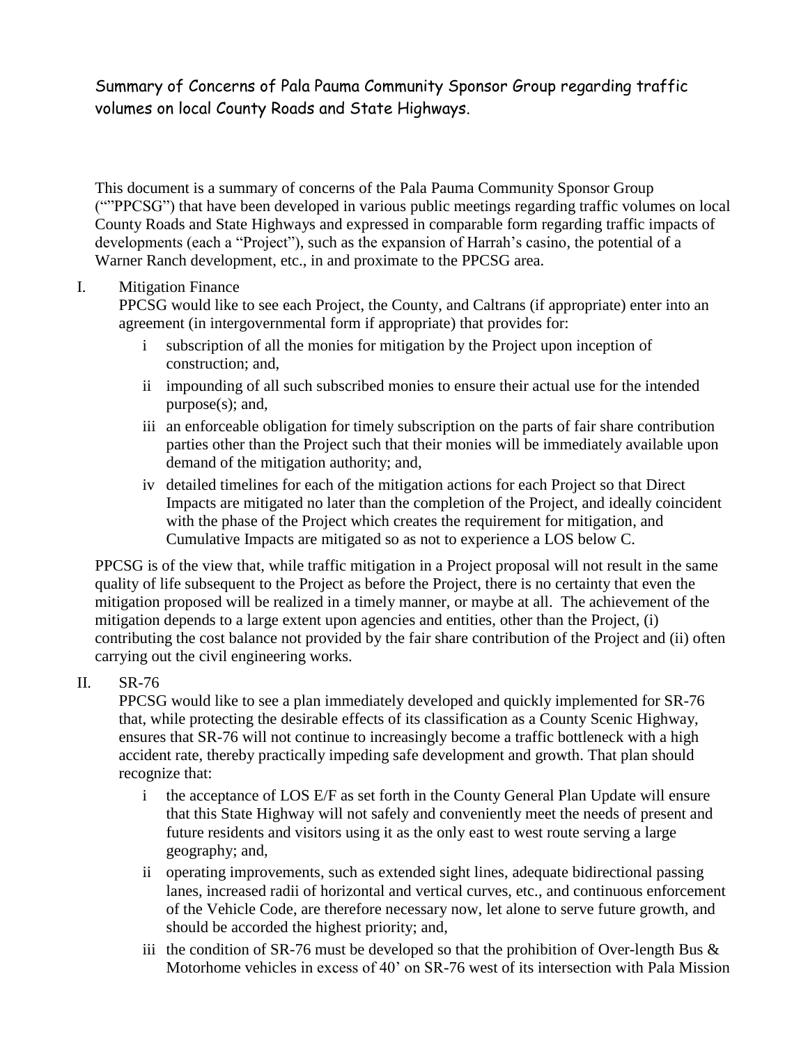Summary of Concerns of Pala Pauma Community Sponsor Group regarding traffic volumes on local County Roads and State Highways.

This document is a summary of concerns of the Pala Pauma Community Sponsor Group (""PPCSG") that have been developed in various public meetings regarding traffic volumes on local County Roads and State Highways and expressed in comparable form regarding traffic impacts of developments (each a "Project"), such as the expansion of Harrah's casino, the potential of a Warner Ranch development, etc., in and proximate to the PPCSG area.

I. Mitigation Finance

PPCSG would like to see each Project, the County, and Caltrans (if appropriate) enter into an agreement (in intergovernmental form if appropriate) that provides for:

- i subscription of all the monies for mitigation by the Project upon inception of construction; and,
- ii impounding of all such subscribed monies to ensure their actual use for the intended purpose(s); and,
- iii an enforceable obligation for timely subscription on the parts of fair share contribution parties other than the Project such that their monies will be immediately available upon demand of the mitigation authority; and,
- iv detailed timelines for each of the mitigation actions for each Project so that Direct Impacts are mitigated no later than the completion of the Project, and ideally coincident with the phase of the Project which creates the requirement for mitigation, and Cumulative Impacts are mitigated so as not to experience a LOS below C.

PPCSG is of the view that, while traffic mitigation in a Project proposal will not result in the same quality of life subsequent to the Project as before the Project, there is no certainty that even the mitigation proposed will be realized in a timely manner, or maybe at all. The achievement of the mitigation depends to a large extent upon agencies and entities, other than the Project, (i) contributing the cost balance not provided by the fair share contribution of the Project and (ii) often carrying out the civil engineering works.

II. SR-76

PPCSG would like to see a plan immediately developed and quickly implemented for SR-76 that, while protecting the desirable effects of its classification as a County Scenic Highway, ensures that SR-76 will not continue to increasingly become a traffic bottleneck with a high accident rate, thereby practically impeding safe development and growth. That plan should recognize that:

- i the acceptance of LOS E/F as set forth in the County General Plan Update will ensure that this State Highway will not safely and conveniently meet the needs of present and future residents and visitors using it as the only east to west route serving a large geography; and,
- ii operating improvements, such as extended sight lines, adequate bidirectional passing lanes, increased radii of horizontal and vertical curves, etc., and continuous enforcement of the Vehicle Code, are therefore necessary now, let alone to serve future growth, and should be accorded the highest priority; and,
- iii the condition of SR-76 must be developed so that the prohibition of Over-length Bus & Motorhome vehicles in excess of 40' on SR-76 west of its intersection with Pala Mission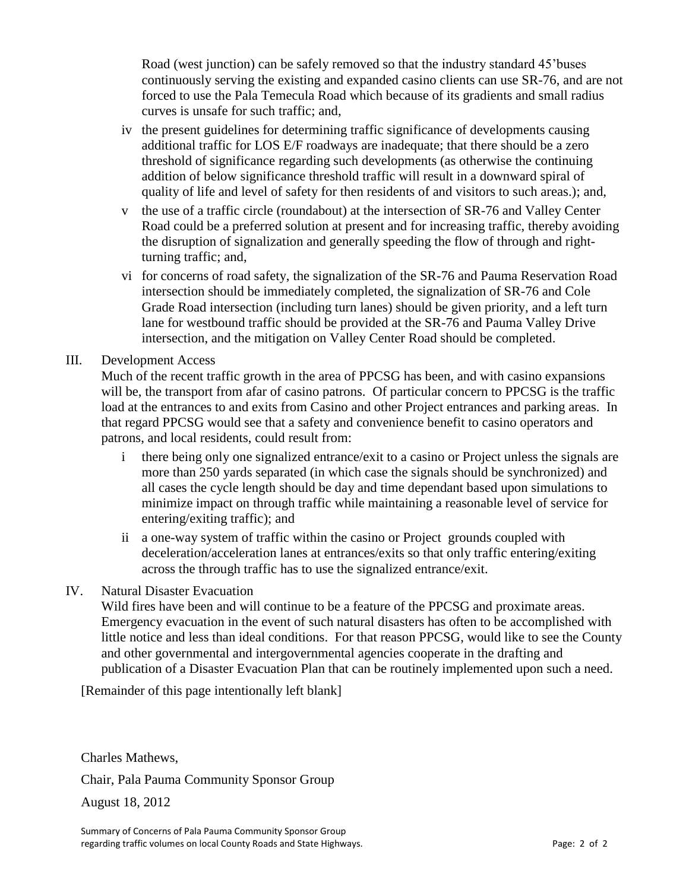Road (west junction) can be safely removed so that the industry standard 45'buses continuously serving the existing and expanded casino clients can use SR-76, and are not forced to use the Pala Temecula Road which because of its gradients and small radius curves is unsafe for such traffic; and,

iv the present guidelines for determining traffic significance of developments causing additional traffic for LOS E/F roadways are inadequate; that there should be a zero threshold of significance regarding such developments (as otherwise the continuing addition of below significance threshold traffic will result in a downward spiral of quality of life and level of safety for then residents of and visitors to such areas.); and,

v the use of a traffic circle (roundabout) at the intersection of SR-76 and Valley Center Road could be a preferred solution at present and for increasing traffic, thereby avoiding the disruption of signalization and generally speeding the flow of through and right-turning traffic; and,

vi for concerns of road safety, the signalization of the SR-76 and Pauma Reservation Road intersection should be immediately completed, the signalization of SR-76 and Cole Grade Road intersection (including turn lanes) should be given priority, and a left turn lane for westbound traffic should be provided at the SR-76 and Pauma Valley Drive intersection, and the mitigation on Valley Center Road should be completed.

III. Development Access

Much of the recent traffic growth in the area of PPCSG has been, and with casino expansions will be, the transport from afar of casino patrons. Of particular concern to PPCSG is the traffic load at the entrances to and exits from Casino and other Project entrances and parking areas. In that regard PPCSG would see that a safety and convenience benefit to casino operators and patrons, and local residents, could result from:

i there being only one signalized entrance/exit to a casino or Project unless the signals are more than 250 yards separated (in which case the signals should be synchronized) and all cases the cycle length should be day and time dependant based upon simulations to minimize impact on through traffic while maintaining a reasonable level of service for entering/exiting traffic); and

ii a one-way system of traffic within the casino or Project grounds coupled with deceleration/acceleration lanes at entrances/exits so that only traffic entering/exiting across the through traffic has to use the signalized entrance/exit.

IV. Natural Disaster Evacuation

Wild fires have been and will continue to be a feature of the PPCSG and proximate areas. Emergency evacuation in the event of such natural disasters has often to be accomplished with little notice and less than ideal conditions. For that reason PPCSG, would like to see the County and other governmental and intergovernmental agencies cooperate in the drafting and publication of a Disaster Evacuation Plan that can be routinely implemented upon such a need.

[Remainder of this page intentionally left blank]

Charles Mathews,

Chair, Pala Pauma Community Sponsor Group

August 18, 2012